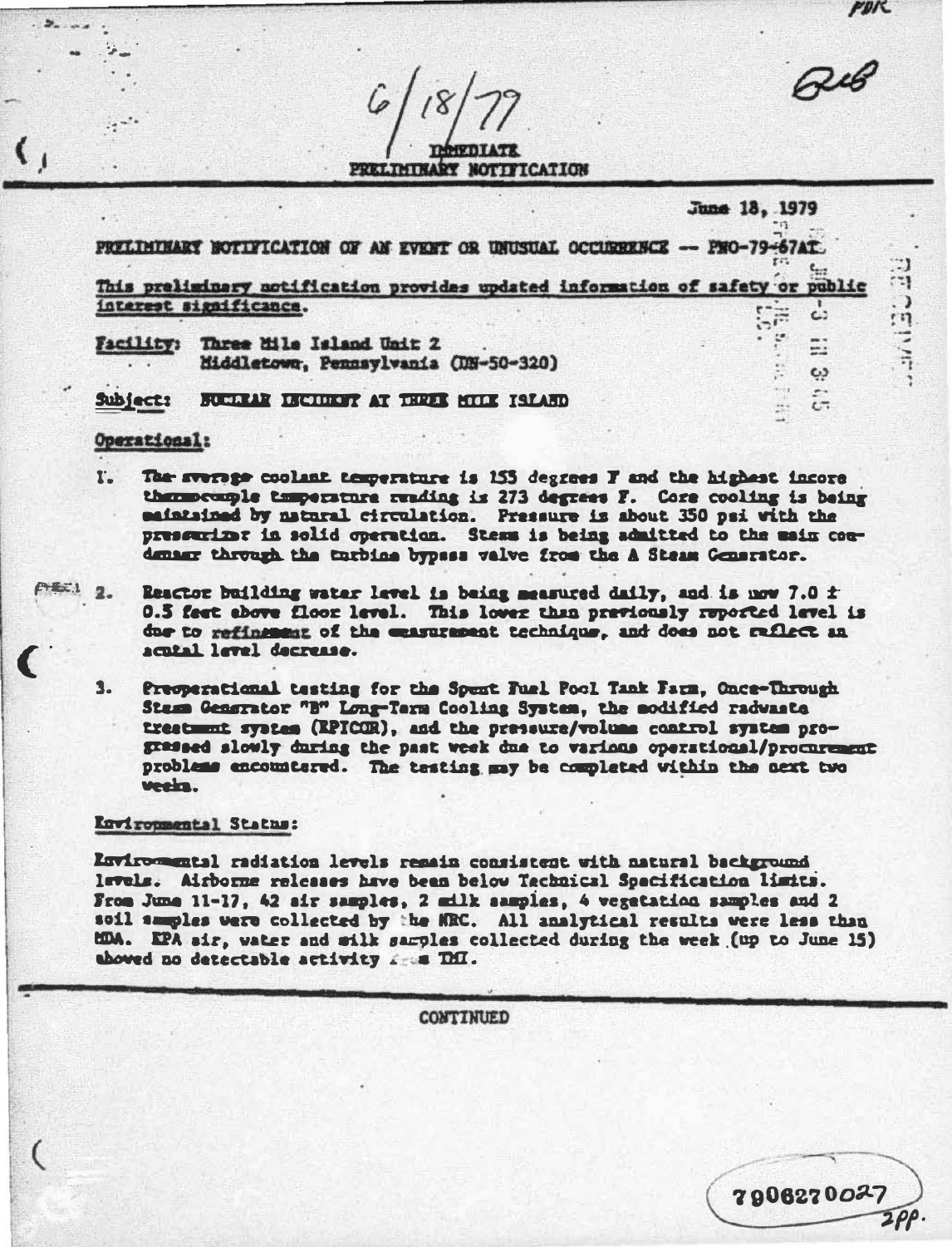6/18/79

IMMEDIATE
PRELIMINARY NOTIFICATION

June 18, 1979

PRELIMINARY NOTIFICATION OF AN EVENT OR UNUSUAL OCCURRENCE -- PNO-79-67AT

This preliminary notification provides updated information of safety or public interest significance.

**Facility:** Three Mile Island Unit 2
Middletown, Pennsylvania (DN-50-320)

**Subject:** NUCLEAR INCIDENT AT THREE MILE ISLAND

**Operational:**

1. The average coolant temperature is 153 degrees F and the highest incore thermocouple temperature reading is 273 degrees F. Core cooling is being maintained by natural circulation. Pressure is about 350 psi with the pressurizer in solid operation. Steam is being admitted to the main condenser through the turbine bypass valve from the A Steam Generator.

2. Reactor building water level is being measured daily, and is now 7.0 ± 0.5 feet above floor level. This lower than previously reported level is due to refinement of the measurement technique, and does not reflect an actual level decrease.

3. Preoperational testing for the Spent Fuel Pool Tank Farm, Once-Through Steam Generator "B" Long-Term Cooling System, the modified radwaste treatment system (EPICOR), and the pressure/volume control system progressed slowly during the past week due to various operational/procurement problems encountered. The testing may be completed within the next two weeks.

**Environmental Status:**

Environmental radiation levels remain consistent with natural background levels. Airborne releases have been below Technical Specification limits. From June 11-17, 42 air samples, 2 milk samples, 4 vegetation samples and 2 soil samples were collected by the NRC. All analytical results were less than MDA. EPA air, water and milk samples collected during the week (up to June 15) showed no detectable activity from TMI.

CONTINUED

7906270027
2pp.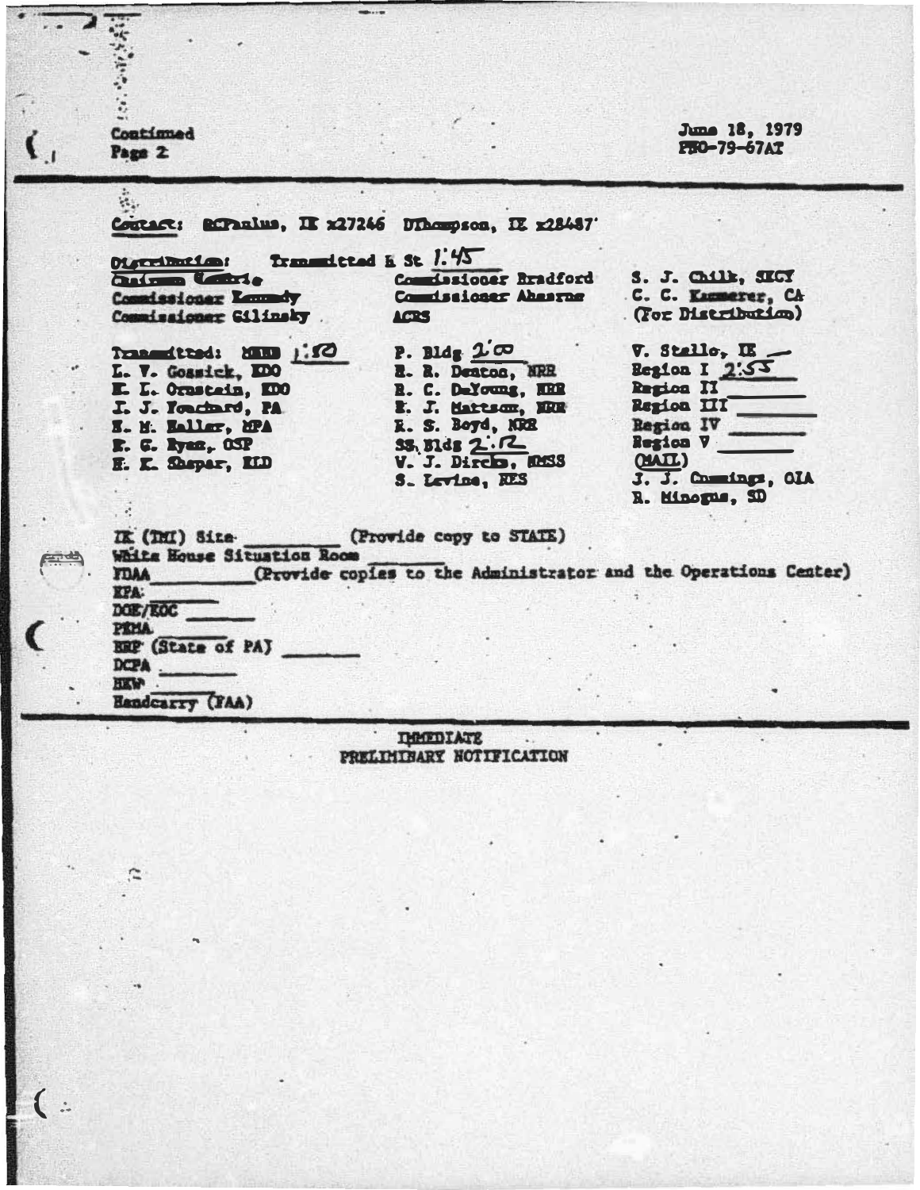Continued
Page 2

June 18, 1979
PNO-79-67AT

Contact: RCPaulus, IE x27246 DThompson, IE x28487

Distribution: Transmitted H St 1:45

| | | |
|---|---|---|
| Chairman Hendrie | Commissioner Bradford | S. J. Chilk, SECY |
| Commissioner Kennedy | Commissioner Ahearne | C. C. Kammerer, CA |
| Commissioner Gilinsky | ACRS | (For Distribution) |
| Transmitted: MNBB 1:50 | P. Bldg 2:00 | V. Stello, IE |
| L. V. Gossick, EDO | H. R. Denton, NRR | Region I 2:55 |
| H. K. Ornstein, EDO | R. C. DeYoung, NRR | Region II ______ |
| J. J. Fouchard, PA | E. J. Mattson, NRR | Region III ______ |
| N. M. Haller, MPA | R. S. Boyd, NRR | Region IV ______ |
| R. G. Ryan, OSP | SS Bldg 2:12 | Region V ______ |
| H. K. Shapar, ELD | W. J. Dircks, NMSS | (MAIL) |
| | S. Levine, RES | J. J. Cummings, OIA |
| | | R. Minogue, SD |

IE (TMI) Site ______ (Provide copy to STATE)
White House Situation Room
FDAA ______ (Provide copies to the Administrator and the Operations Center)
EPA ______
DOE/EOC ______
PEMA
BRP (State of PA) ______
DCPA ______
HEW ______
Handcarry (FAA)

IMMEDIATE
PRELIMINARY NOTIFICATION